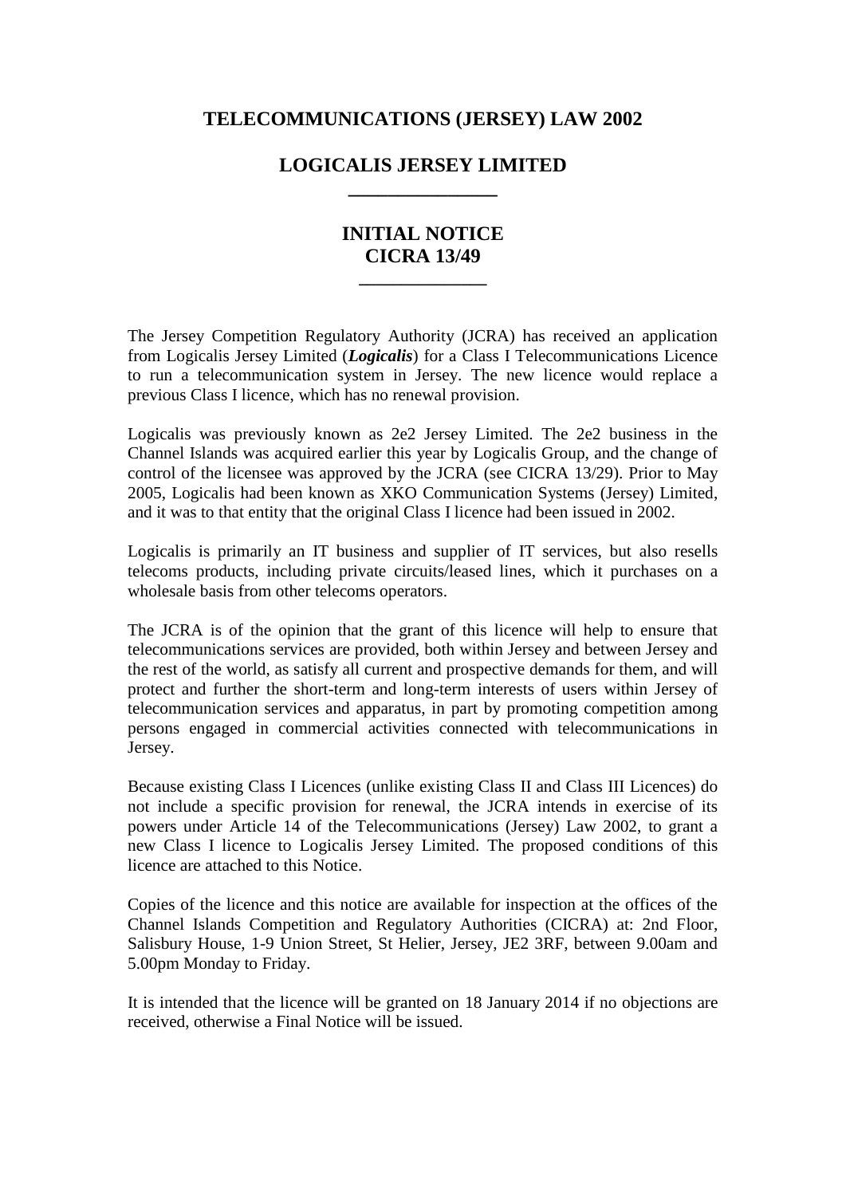# TELECOMMUNICATIONS (JERSEY) LAW 2002

## LOGICALIS JERSEY LIMITED

## INITIAL NOTICE
## CICRA 13/49

The Jersey Competition Regulatory Authority (JCRA) has received an application from Logicalis Jersey Limited (***Logicalis***) for a Class I Telecommunications Licence to run a telecommunication system in Jersey. The new licence would replace a previous Class I licence, which has no renewal provision.

Logicalis was previously known as 2e2 Jersey Limited. The 2e2 business in the Channel Islands was acquired earlier this year by Logicalis Group, and the change of control of the licensee was approved by the JCRA (see CICRA 13/29). Prior to May 2005, Logicalis had been known as XKO Communication Systems (Jersey) Limited, and it was to that entity that the original Class I licence had been issued in 2002.

Logicalis is primarily an IT business and supplier of IT services, but also resells telecoms products, including private circuits/leased lines, which it purchases on a wholesale basis from other telecoms operators.

The JCRA is of the opinion that the grant of this licence will help to ensure that telecommunications services are provided, both within Jersey and between Jersey and the rest of the world, as satisfy all current and prospective demands for them, and will protect and further the short-term and long-term interests of users within Jersey of telecommunication services and apparatus, in part by promoting competition among persons engaged in commercial activities connected with telecommunications in Jersey.

Because existing Class I Licences (unlike existing Class II and Class III Licences) do not include a specific provision for renewal, the JCRA intends in exercise of its powers under Article 14 of the Telecommunications (Jersey) Law 2002, to grant a new Class I licence to Logicalis Jersey Limited. The proposed conditions of this licence are attached to this Notice.

Copies of the licence and this notice are available for inspection at the offices of the Channel Islands Competition and Regulatory Authorities (CICRA) at: 2nd Floor, Salisbury House, 1-9 Union Street, St Helier, Jersey, JE2 3RF, between 9.00am and 5.00pm Monday to Friday.

It is intended that the licence will be granted on 18 January 2014 if no objections are received, otherwise a Final Notice will be issued.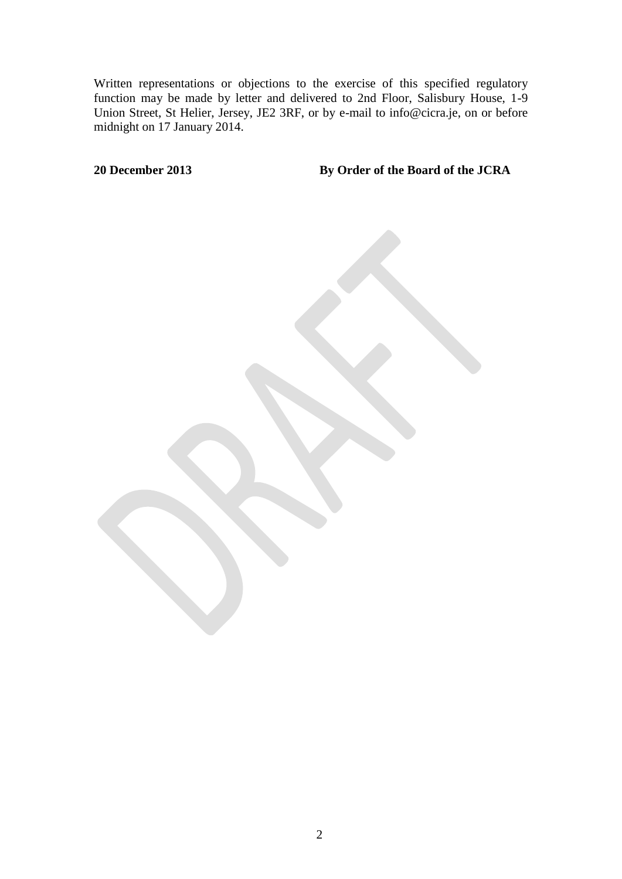Written representations or objections to the exercise of this specified regulatory function may be made by letter and delivered to 2nd Floor, Salisbury House, 1-9 Union Street, St Helier, Jersey, JE2 3RF, or by e-mail to info@cicra.je, on or before midnight on 17 January 2014.

**20 December 2013** **By Order of the Board of the JCRA**